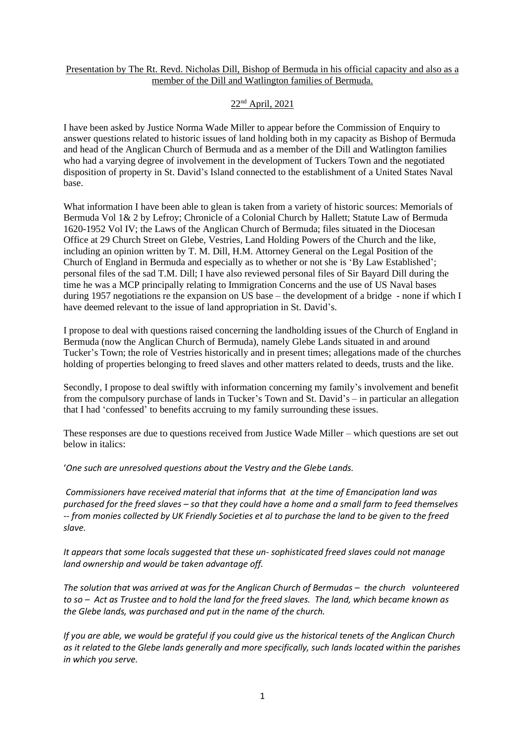Presentation by The Rt. Revd. Nicholas Dill, Bishop of Bermuda in his official capacity and also as a member of the Dill and Watlington families of Bermuda.

22nd April, 2021

I have been asked by Justice Norma Wade Miller to appear before the Commission of Enquiry to answer questions related to historic issues of land holding both in my capacity as Bishop of Bermuda and head of the Anglican Church of Bermuda and as a member of the Dill and Watlington families who had a varying degree of involvement in the development of Tuckers Town and the negotiated disposition of property in St. David's Island connected to the establishment of a United States Naval base.

What information I have been able to glean is taken from a variety of historic sources: Memorials of Bermuda Vol 1& 2 by Lefroy; Chronicle of a Colonial Church by Hallett; Statute Law of Bermuda 1620-1952 Vol IV; the Laws of the Anglican Church of Bermuda; files situated in the Diocesan Office at 29 Church Street on Glebe, Vestries, Land Holding Powers of the Church and the like, including an opinion written by T. M. Dill, H.M. Attorney General on the Legal Position of the Church of England in Bermuda and especially as to whether or not she is 'By Law Established'; personal files of the sad T.M. Dill; I have also reviewed personal files of Sir Bayard Dill during the time he was a MCP principally relating to Immigration Concerns and the use of US Naval bases during 1957 negotiations re the expansion on US base – the development of a bridge - none if which I have deemed relevant to the issue of land appropriation in St. David's.

I propose to deal with questions raised concerning the landholding issues of the Church of England in Bermuda (now the Anglican Church of Bermuda), namely Glebe Lands situated in and around Tucker's Town; the role of Vestries historically and in present times; allegations made of the churches holding of properties belonging to freed slaves and other matters related to deeds, trusts and the like.

Secondly, I propose to deal swiftly with information concerning my family's involvement and benefit from the compulsory purchase of lands in Tucker's Town and St. David's – in particular an allegation that I had 'confessed' to benefits accruing to my family surrounding these issues.

These responses are due to questions received from Justice Wade Miller – which questions are set out below in italics:

'*One such are unresolved questions about the Vestry and the Glebe Lands.*

*Commissioners have received material that informs that at the time of Emancipation land was purchased for the freed slaves – so that they could have a home and a small farm to feed themselves -- from monies collected by UK Friendly Societies et al to purchase the land to be given to the freed slave.*

*It appears that some locals suggested that these un- sophisticated freed slaves could not manage land ownership and would be taken advantage off.*

*The solution that was arrived at was for the Anglican Church of Bermudas – the church volunteered to so – Act as Trustee and to hold the land for the freed slaves. The land, which became known as the Glebe lands, was purchased and put in the name of the church.*

*If you are able, we would be grateful if you could give us the historical tenets of the Anglican Church as it related to the Glebe lands generally and more specifically, such lands located within the parishes in which you serve.*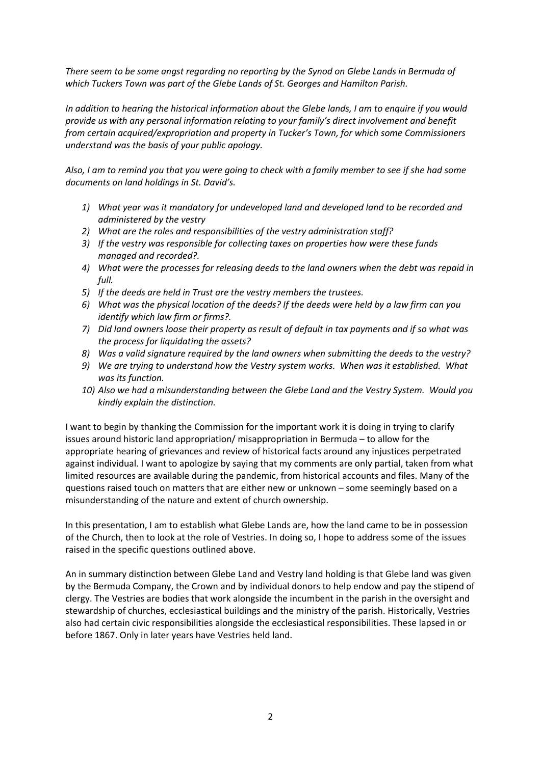*There seem to be some angst regarding no reporting by the Synod on Glebe Lands in Bermuda of which Tuckers Town was part of the Glebe Lands of St. Georges and Hamilton Parish.*

*In addition to hearing the historical information about the Glebe lands, I am to enquire if you would provide us with any personal information relating to your family's direct involvement and benefit from certain acquired/expropriation and property in Tucker's Town, for which some Commissioners understand was the basis of your public apology.*

*Also, I am to remind you that you were going to check with a family member to see if she had some documents on land holdings in St. David's.*

1) *What year was it mandatory for undeveloped land and developed land to be recorded and administered by the vestry*
2) *What are the roles and responsibilities of the vestry administration staff?*
3) *If the vestry was responsible for collecting taxes on properties how were these funds managed and recorded?.*
4) *What were the processes for releasing deeds to the land owners when the debt was repaid in full.*
5) *If the deeds are held in Trust are the vestry members the trustees.*
6) *What was the physical location of the deeds? If the deeds were held by a law firm can you identify which law firm or firms?.*
7) *Did land owners loose their property as result of default in tax payments and if so what was the process for liquidating the assets?*
8) *Was a valid signature required by the land owners when submitting the deeds to the vestry?*
9) *We are trying to understand how the Vestry system works. When was it established. What was its function.*
10) *Also we had a misunderstanding between the Glebe Land and the Vestry System. Would you kindly explain the distinction.*

I want to begin by thanking the Commission for the important work it is doing in trying to clarify issues around historic land appropriation/ misappropriation in Bermuda – to allow for the appropriate hearing of grievances and review of historical facts around any injustices perpetrated against individual. I want to apologize by saying that my comments are only partial, taken from what limited resources are available during the pandemic, from historical accounts and files. Many of the questions raised touch on matters that are either new or unknown – some seemingly based on a misunderstanding of the nature and extent of church ownership.

In this presentation, I am to establish what Glebe Lands are, how the land came to be in possession of the Church, then to look at the role of Vestries. In doing so, I hope to address some of the issues raised in the specific questions outlined above.

An in summary distinction between Glebe Land and Vestry land holding is that Glebe land was given by the Bermuda Company, the Crown and by individual donors to help endow and pay the stipend of clergy. The Vestries are bodies that work alongside the incumbent in the parish in the oversight and stewardship of churches, ecclesiastical buildings and the ministry of the parish. Historically, Vestries also had certain civic responsibilities alongside the ecclesiastical responsibilities. These lapsed in or before 1867. Only in later years have Vestries held land.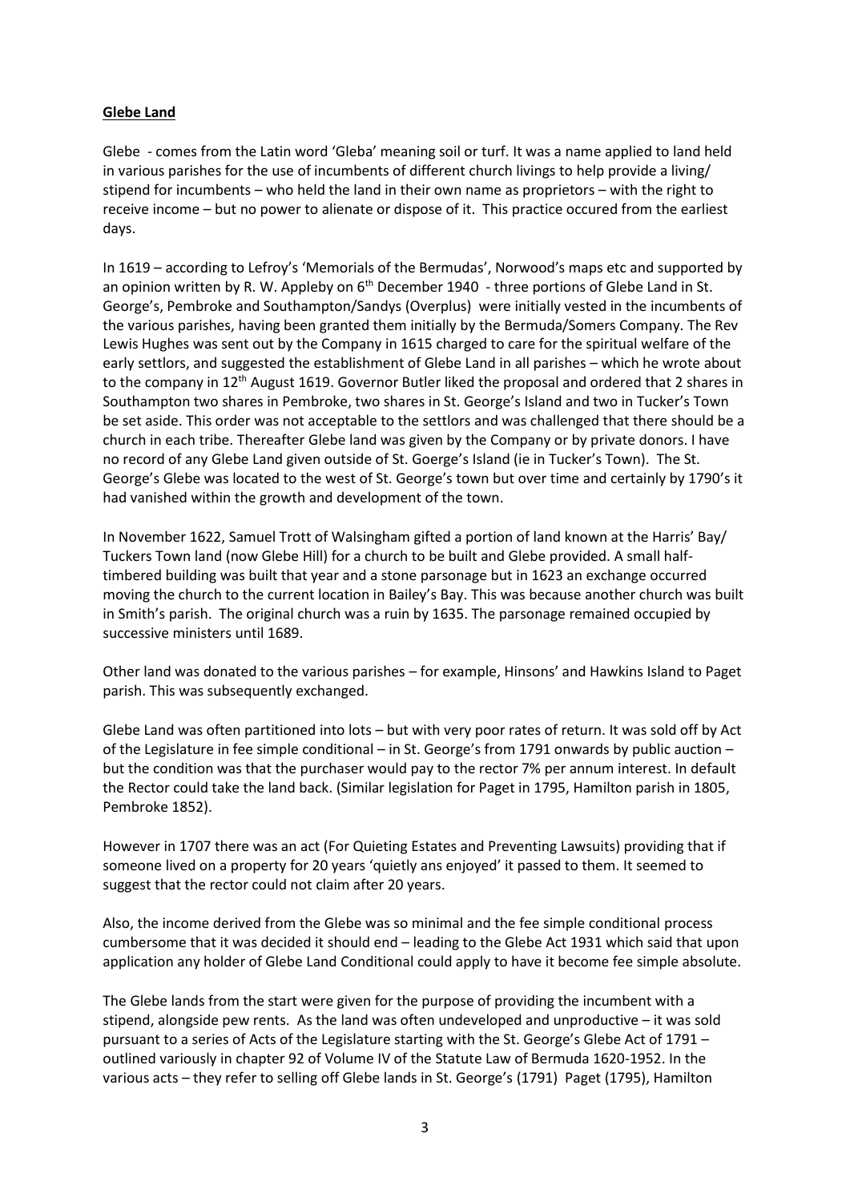**Glebe Land**

Glebe - comes from the Latin word 'Gleba' meaning soil or turf. It was a name applied to land held in various parishes for the use of incumbents of different church livings to help provide a living/ stipend for incumbents – who held the land in their own name as proprietors – with the right to receive income – but no power to alienate or dispose of it. This practice occured from the earliest days.

In 1619 – according to Lefroy's 'Memorials of the Bermudas', Norwood's maps etc and supported by an opinion written by R. W. Appleby on 6th December 1940 - three portions of Glebe Land in St. George's, Pembroke and Southampton/Sandys (Overplus) were initially vested in the incumbents of the various parishes, having been granted them initially by the Bermuda/Somers Company. The Rev Lewis Hughes was sent out by the Company in 1615 charged to care for the spiritual welfare of the early settlors, and suggested the establishment of Glebe Land in all parishes – which he wrote about to the company in 12th August 1619. Governor Butler liked the proposal and ordered that 2 shares in Southampton two shares in Pembroke, two shares in St. George's Island and two in Tucker's Town be set aside. This order was not acceptable to the settlors and was challenged that there should be a church in each tribe. Thereafter Glebe land was given by the Company or by private donors. I have no record of any Glebe Land given outside of St. Goerge's Island (ie in Tucker's Town). The St. George's Glebe was located to the west of St. George's town but over time and certainly by 1790's it had vanished within the growth and development of the town.

In November 1622, Samuel Trott of Walsingham gifted a portion of land known at the Harris' Bay/ Tuckers Town land (now Glebe Hill) for a church to be built and Glebe provided. A small half-timbered building was built that year and a stone parsonage but in 1623 an exchange occurred moving the church to the current location in Bailey's Bay. This was because another church was built in Smith's parish. The original church was a ruin by 1635. The parsonage remained occupied by successive ministers until 1689.

Other land was donated to the various parishes – for example, Hinsons' and Hawkins Island to Paget parish. This was subsequently exchanged.

Glebe Land was often partitioned into lots – but with very poor rates of return. It was sold off by Act of the Legislature in fee simple conditional – in St. George's from 1791 onwards by public auction – but the condition was that the purchaser would pay to the rector 7% per annum interest. In default the Rector could take the land back. (Similar legislation for Paget in 1795, Hamilton parish in 1805, Pembroke 1852).

However in 1707 there was an act (For Quieting Estates and Preventing Lawsuits) providing that if someone lived on a property for 20 years 'quietly ans enjoyed' it passed to them. It seemed to suggest that the rector could not claim after 20 years.

Also, the income derived from the Glebe was so minimal and the fee simple conditional process cumbersome that it was decided it should end – leading to the Glebe Act 1931 which said that upon application any holder of Glebe Land Conditional could apply to have it become fee simple absolute.

The Glebe lands from the start were given for the purpose of providing the incumbent with a stipend, alongside pew rents. As the land was often undeveloped and unproductive – it was sold pursuant to a series of Acts of the Legislature starting with the St. George's Glebe Act of 1791 – outlined variously in chapter 92 of Volume IV of the Statute Law of Bermuda 1620-1952. In the various acts – they refer to selling off Glebe lands in St. George's (1791) Paget (1795), Hamilton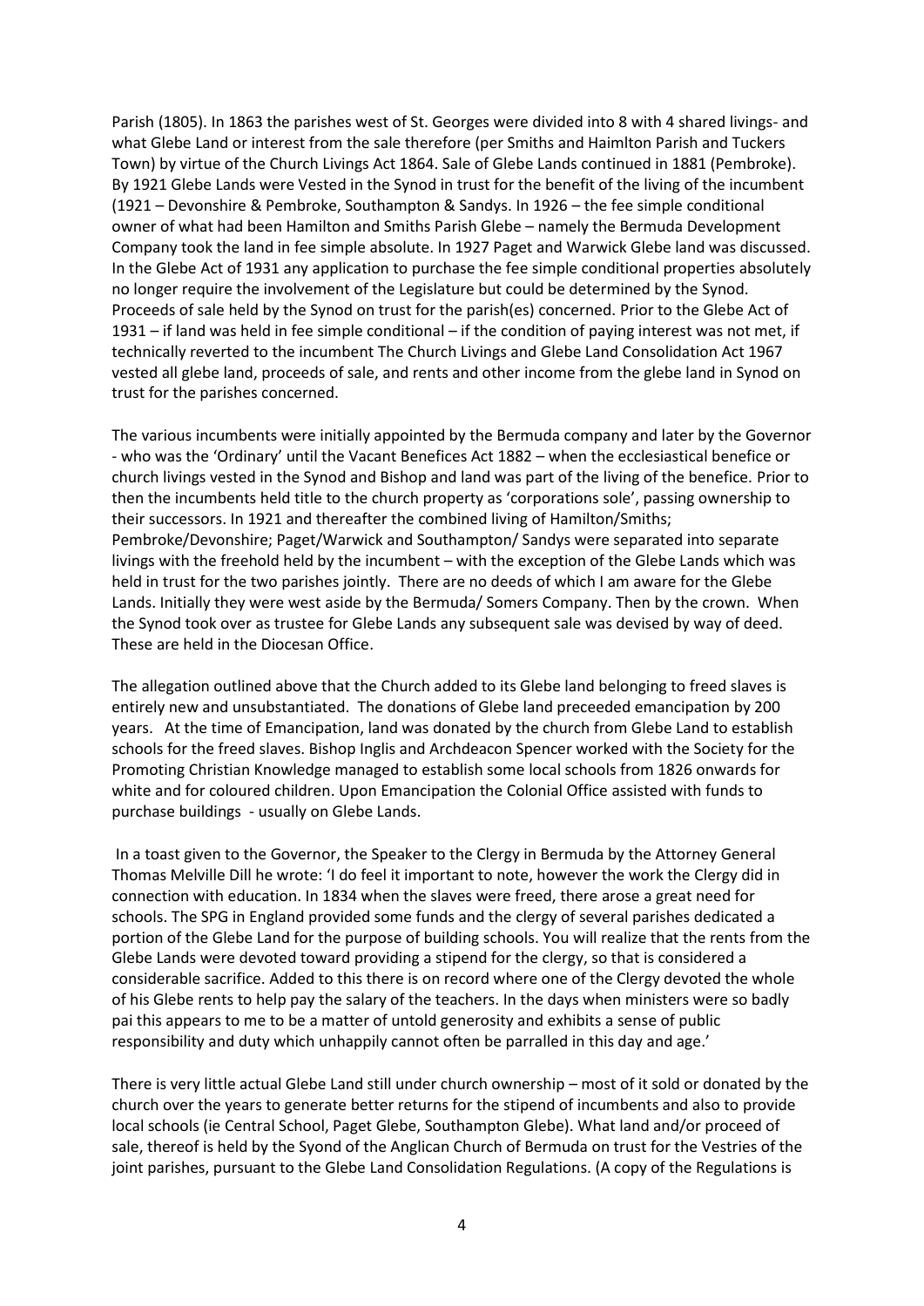Parish (1805). In 1863 the parishes west of St. Georges were divided into 8 with 4 shared livings- and what Glebe Land or interest from the sale therefore (per Smiths and Haimlton Parish and Tuckers Town) by virtue of the Church Livings Act 1864. Sale of Glebe Lands continued in 1881 (Pembroke). By 1921 Glebe Lands were Vested in the Synod in trust for the benefit of the living of the incumbent (1921 – Devonshire & Pembroke, Southampton & Sandys. In 1926 – the fee simple conditional owner of what had been Hamilton and Smiths Parish Glebe – namely the Bermuda Development Company took the land in fee simple absolute. In 1927 Paget and Warwick Glebe land was discussed. In the Glebe Act of 1931 any application to purchase the fee simple conditional properties absolutely no longer require the involvement of the Legislature but could be determined by the Synod. Proceeds of sale held by the Synod on trust for the parish(es) concerned. Prior to the Glebe Act of 1931 – if land was held in fee simple conditional – if the condition of paying interest was not met, if technically reverted to the incumbent The Church Livings and Glebe Land Consolidation Act 1967 vested all glebe land, proceeds of sale, and rents and other income from the glebe land in Synod on trust for the parishes concerned.

The various incumbents were initially appointed by the Bermuda company and later by the Governor - who was the 'Ordinary' until the Vacant Benefices Act 1882 – when the ecclesiastical benefice or church livings vested in the Synod and Bishop and land was part of the living of the benefice. Prior to then the incumbents held title to the church property as 'corporations sole', passing ownership to their successors. In 1921 and thereafter the combined living of Hamilton/Smiths; Pembroke/Devonshire; Paget/Warwick and Southampton/ Sandys were separated into separate livings with the freehold held by the incumbent – with the exception of the Glebe Lands which was held in trust for the two parishes jointly. There are no deeds of which I am aware for the Glebe Lands. Initially they were west aside by the Bermuda/ Somers Company. Then by the crown. When the Synod took over as trustee for Glebe Lands any subsequent sale was devised by way of deed. These are held in the Diocesan Office.

The allegation outlined above that the Church added to its Glebe land belonging to freed slaves is entirely new and unsubstantiated. The donations of Glebe land preceeded emancipation by 200 years. At the time of Emancipation, land was donated by the church from Glebe Land to establish schools for the freed slaves. Bishop Inglis and Archdeacon Spencer worked with the Society for the Promoting Christian Knowledge managed to establish some local schools from 1826 onwards for white and for coloured children. Upon Emancipation the Colonial Office assisted with funds to purchase buildings - usually on Glebe Lands.

In a toast given to the Governor, the Speaker to the Clergy in Bermuda by the Attorney General Thomas Melville Dill he wrote: 'I do feel it important to note, however the work the Clergy did in connection with education. In 1834 when the slaves were freed, there arose a great need for schools. The SPG in England provided some funds and the clergy of several parishes dedicated a portion of the Glebe Land for the purpose of building schools. You will realize that the rents from the Glebe Lands were devoted toward providing a stipend for the clergy, so that is considered a considerable sacrifice. Added to this there is on record where one of the Clergy devoted the whole of his Glebe rents to help pay the salary of the teachers. In the days when ministers were so badly pai this appears to me to be a matter of untold generosity and exhibits a sense of public responsibility and duty which unhappily cannot often be parralled in this day and age.'

There is very little actual Glebe Land still under church ownership – most of it sold or donated by the church over the years to generate better returns for the stipend of incumbents and also to provide local schools (ie Central School, Paget Glebe, Southampton Glebe). What land and/or proceed of sale, thereof is held by the Syond of the Anglican Church of Bermuda on trust for the Vestries of the joint parishes, pursuant to the Glebe Land Consolidation Regulations. (A copy of the Regulations is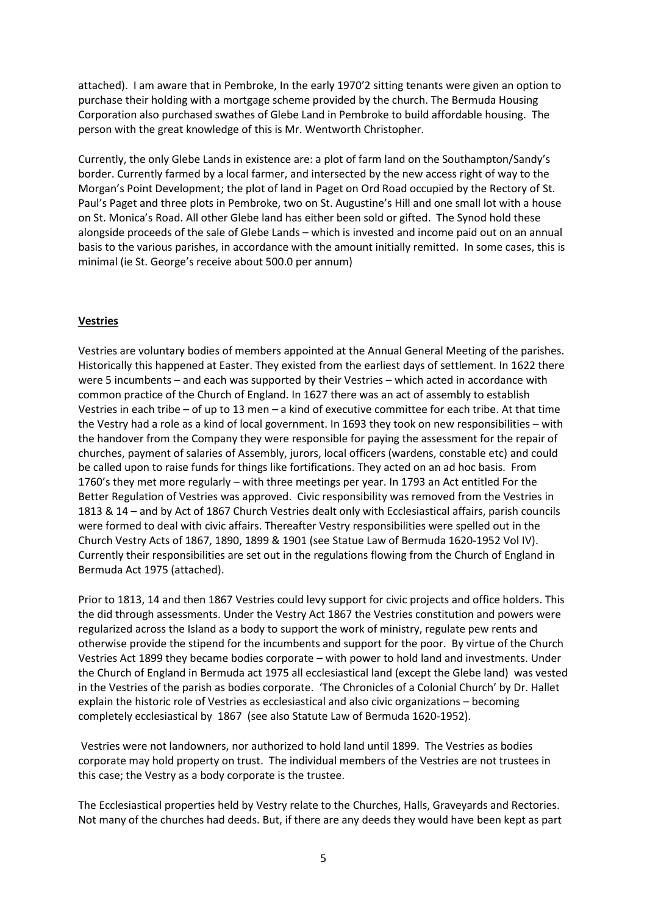attached). I am aware that in Pembroke, In the early 1970'2 sitting tenants were given an option to purchase their holding with a mortgage scheme provided by the church. The Bermuda Housing Corporation also purchased swathes of Glebe Land in Pembroke to build affordable housing. The person with the great knowledge of this is Mr. Wentworth Christopher.

Currently, the only Glebe Lands in existence are: a plot of farm land on the Southampton/Sandy's border. Currently farmed by a local farmer, and intersected by the new access right of way to the Morgan's Point Development; the plot of land in Paget on Ord Road occupied by the Rectory of St. Paul's Paget and three plots in Pembroke, two on St. Augustine's Hill and one small lot with a house on St. Monica's Road. All other Glebe land has either been sold or gifted. The Synod hold these alongside proceeds of the sale of Glebe Lands – which is invested and income paid out on an annual basis to the various parishes, in accordance with the amount initially remitted. In some cases, this is minimal (ie St. George's receive about 500.0 per annum)

**Vestries**

Vestries are voluntary bodies of members appointed at the Annual General Meeting of the parishes. Historically this happened at Easter. They existed from the earliest days of settlement. In 1622 there were 5 incumbents – and each was supported by their Vestries – which acted in accordance with common practice of the Church of England. In 1627 there was an act of assembly to establish Vestries in each tribe – of up to 13 men – a kind of executive committee for each tribe. At that time the Vestry had a role as a kind of local government. In 1693 they took on new responsibilities – with the handover from the Company they were responsible for paying the assessment for the repair of churches, payment of salaries of Assembly, jurors, local officers (wardens, constable etc) and could be called upon to raise funds for things like fortifications. They acted on an ad hoc basis. From 1760's they met more regularly – with three meetings per year. In 1793 an Act entitled For the Better Regulation of Vestries was approved. Civic responsibility was removed from the Vestries in 1813 & 14 – and by Act of 1867 Church Vestries dealt only with Ecclesiastical affairs, parish councils were formed to deal with civic affairs. Thereafter Vestry responsibilities were spelled out in the Church Vestry Acts of 1867, 1890, 1899 & 1901 (see Statue Law of Bermuda 1620-1952 Vol IV). Currently their responsibilities are set out in the regulations flowing from the Church of England in Bermuda Act 1975 (attached).

Prior to 1813, 14 and then 1867 Vestries could levy support for civic projects and office holders. This the did through assessments. Under the Vestry Act 1867 the Vestries constitution and powers were regularized across the Island as a body to support the work of ministry, regulate pew rents and otherwise provide the stipend for the incumbents and support for the poor. By virtue of the Church Vestries Act 1899 they became bodies corporate – with power to hold land and investments. Under the Church of England in Bermuda act 1975 all ecclesiastical land (except the Glebe land) was vested in the Vestries of the parish as bodies corporate. 'The Chronicles of a Colonial Church' by Dr. Hallet explain the historic role of Vestries as ecclesiastical and also civic organizations – becoming completely ecclesiastical by 1867 (see also Statute Law of Bermuda 1620-1952).

Vestries were not landowners, nor authorized to hold land until 1899. The Vestries as bodies corporate may hold property on trust. The individual members of the Vestries are not trustees in this case; the Vestry as a body corporate is the trustee.

The Ecclesiastical properties held by Vestry relate to the Churches, Halls, Graveyards and Rectories. Not many of the churches had deeds. But, if there are any deeds they would have been kept as part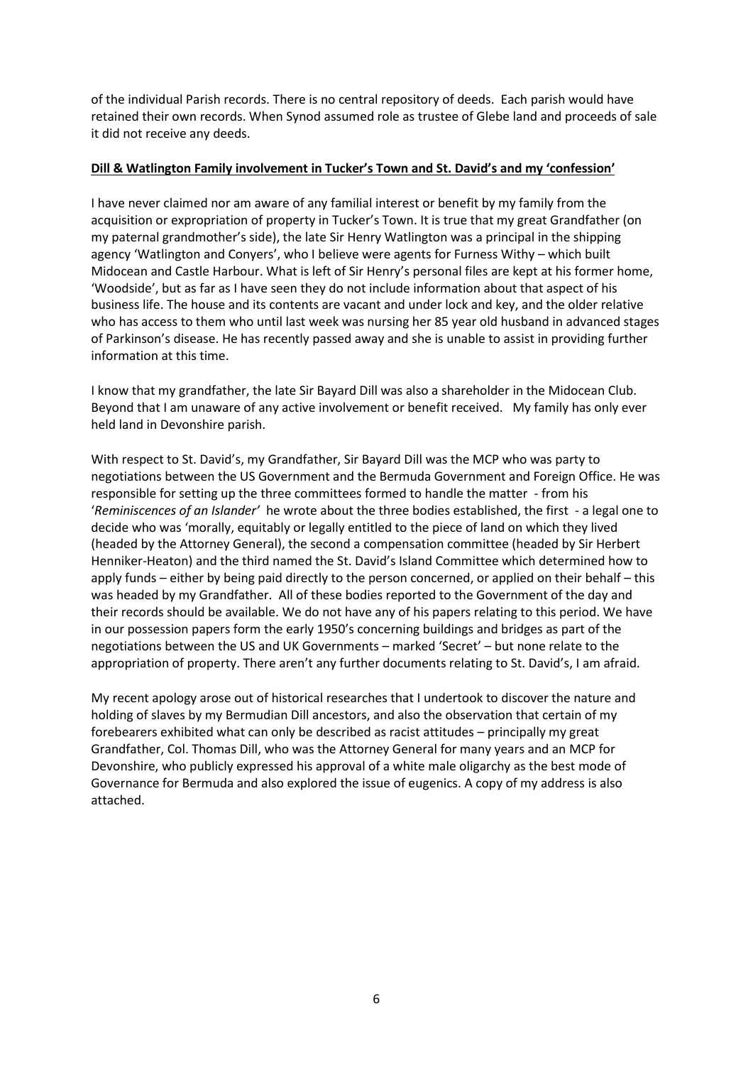of the individual Parish records. There is no central repository of deeds. Each parish would have retained their own records. When Synod assumed role as trustee of Glebe land and proceeds of sale it did not receive any deeds.

**Dill & Watlington Family involvement in Tucker's Town and St. David's and my 'confession'**

I have never claimed nor am aware of any familial interest or benefit by my family from the acquisition or expropriation of property in Tucker's Town. It is true that my great Grandfather (on my paternal grandmother's side), the late Sir Henry Watlington was a principal in the shipping agency 'Watlington and Conyers', who I believe were agents for Furness Withy – which built Midocean and Castle Harbour. What is left of Sir Henry's personal files are kept at his former home, 'Woodside', but as far as I have seen they do not include information about that aspect of his business life. The house and its contents are vacant and under lock and key, and the older relative who has access to them who until last week was nursing her 85 year old husband in advanced stages of Parkinson's disease. He has recently passed away and she is unable to assist in providing further information at this time.

I know that my grandfather, the late Sir Bayard Dill was also a shareholder in the Midocean Club. Beyond that I am unaware of any active involvement or benefit received. My family has only ever held land in Devonshire parish.

With respect to St. David's, my Grandfather, Sir Bayard Dill was the MCP who was party to negotiations between the US Government and the Bermuda Government and Foreign Office. He was responsible for setting up the three committees formed to handle the matter - from his '*Reminiscences of an Islander*' he wrote about the three bodies established, the first - a legal one to decide who was 'morally, equitably or legally entitled to the piece of land on which they lived (headed by the Attorney General), the second a compensation committee (headed by Sir Herbert Henniker-Heaton) and the third named the St. David's Island Committee which determined how to apply funds – either by being paid directly to the person concerned, or applied on their behalf – this was headed by my Grandfather. All of these bodies reported to the Government of the day and their records should be available. We do not have any of his papers relating to this period. We have in our possession papers form the early 1950's concerning buildings and bridges as part of the negotiations between the US and UK Governments – marked 'Secret' – but none relate to the appropriation of property. There aren't any further documents relating to St. David's, I am afraid.

My recent apology arose out of historical researches that I undertook to discover the nature and holding of slaves by my Bermudian Dill ancestors, and also the observation that certain of my forebearers exhibited what can only be described as racist attitudes – principally my great Grandfather, Col. Thomas Dill, who was the Attorney General for many years and an MCP for Devonshire, who publicly expressed his approval of a white male oligarchy as the best mode of Governance for Bermuda and also explored the issue of eugenics. A copy of my address is also attached.